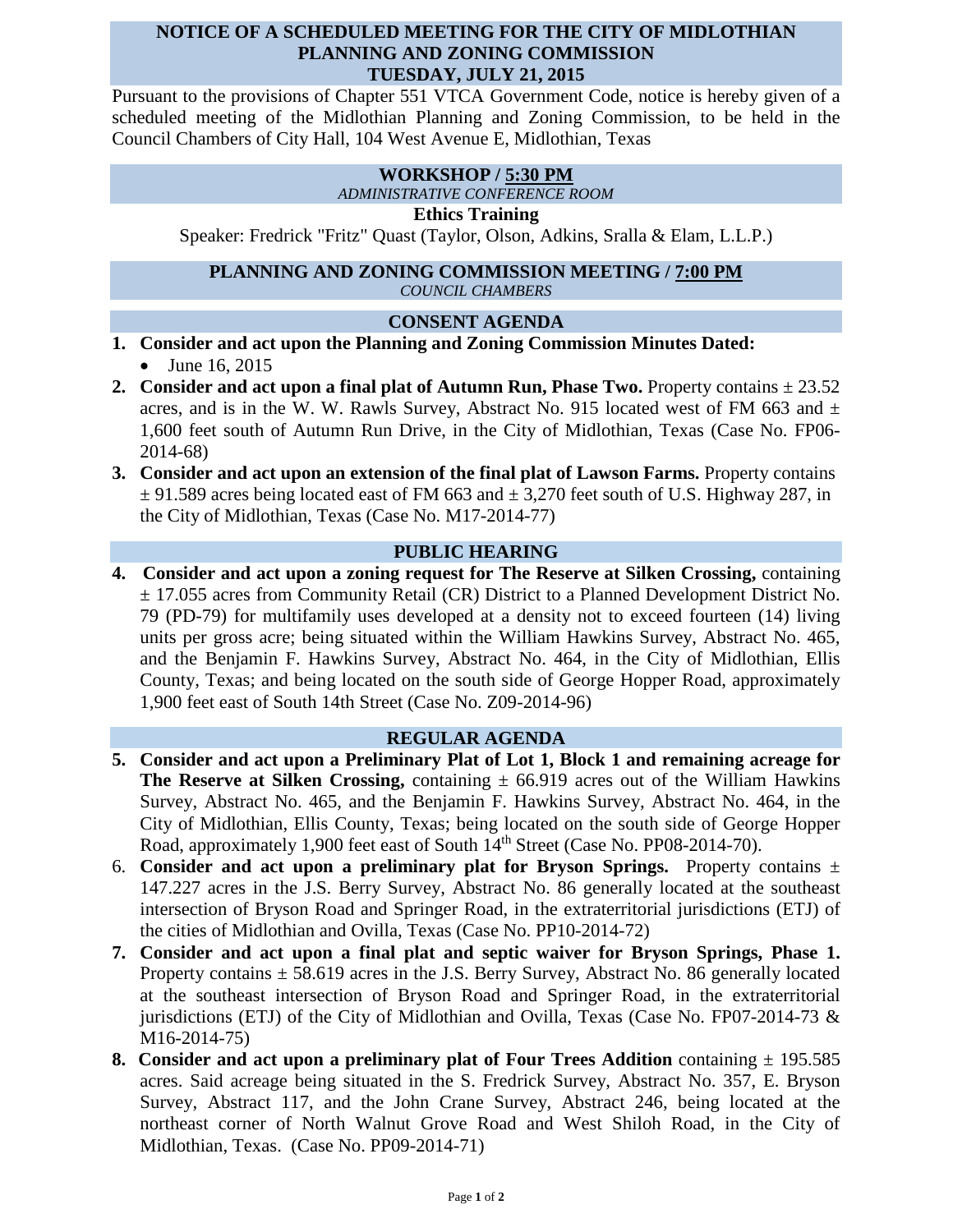# NOTICE OF A SCHEDULED MEETING FOR THE CITY OF MIDLOTHIAN PLANNING AND ZONING COMMISSION TUESDAY, JULY 21, 2015

Pursuant to the provisions of Chapter 551 VTCA Government Code, notice is hereby given of a scheduled meeting of the Midlothian Planning and Zoning Commission, to be held in the Council Chambers of City Hall, 104 West Avenue E, Midlothian, Texas

## WORKSHOP / 5:30 PM

*ADMINISTRATIVE CONFERENCE ROOM*

**Ethics Training**

Speaker: Fredrick "Fritz" Quast (Taylor, Olson, Adkins, Sralla & Elam, L.L.P.)

## PLANNING AND ZONING COMMISSION MEETING / 7:00 PM

*COUNCIL CHAMBERS*

## CONSENT AGENDA

1. **Consider and act upon the Planning and Zoning Commission Minutes Dated:**
   - June 16, 2015
2. **Consider and act upon a final plat of Autumn Run, Phase Two.** Property contains ± 23.52 acres, and is in the W. W. Rawls Survey, Abstract No. 915 located west of FM 663 and ± 1,600 feet south of Autumn Run Drive, in the City of Midlothian, Texas (Case No. FP06-2014-68)
3. **Consider and act upon an extension of the final plat of Lawson Farms.** Property contains ± 91.589 acres being located east of FM 663 and ± 3,270 feet south of U.S. Highway 287, in the City of Midlothian, Texas (Case No. M17-2014-77)

## PUBLIC HEARING

4. **Consider and act upon a zoning request for The Reserve at Silken Crossing,** containing ± 17.055 acres from Community Retail (CR) District to a Planned Development District No. 79 (PD-79) for multifamily uses developed at a density not to exceed fourteen (14) living units per gross acre; being situated within the William Hawkins Survey, Abstract No. 465, and the Benjamin F. Hawkins Survey, Abstract No. 464, in the City of Midlothian, Ellis County, Texas; and being located on the south side of George Hopper Road, approximately 1,900 feet east of South 14th Street (Case No. Z09-2014-96)

## REGULAR AGENDA

5. **Consider and act upon a Preliminary Plat of Lot 1, Block 1 and remaining acreage for The Reserve at Silken Crossing,** containing ± 66.919 acres out of the William Hawkins Survey, Abstract No. 465, and the Benjamin F. Hawkins Survey, Abstract No. 464, in the City of Midlothian, Ellis County, Texas; being located on the south side of George Hopper Road, approximately 1,900 feet east of South 14th Street (Case No. PP08-2014-70).
6. **Consider and act upon a preliminary plat for Bryson Springs.** Property contains ± 147.227 acres in the J.S. Berry Survey, Abstract No. 86 generally located at the southeast intersection of Bryson Road and Springer Road, in the extraterritorial jurisdictions (ETJ) of the cities of Midlothian and Ovilla, Texas (Case No. PP10-2014-72)
7. **Consider and act upon a final plat and septic waiver for Bryson Springs, Phase 1.** Property contains ± 58.619 acres in the J.S. Berry Survey, Abstract No. 86 generally located at the southeast intersection of Bryson Road and Springer Road, in the extraterritorial jurisdictions (ETJ) of the City of Midlothian and Ovilla, Texas (Case No. FP07-2014-73 & M16-2014-75)
8. **Consider and act upon a preliminary plat of Four Trees Addition** containing ± 195.585 acres. Said acreage being situated in the S. Fredrick Survey, Abstract No. 357, E. Bryson Survey, Abstract 117, and the John Crane Survey, Abstract 246, being located at the northeast corner of North Walnut Grove Road and West Shiloh Road, in the City of Midlothian, Texas. (Case No. PP09-2014-71)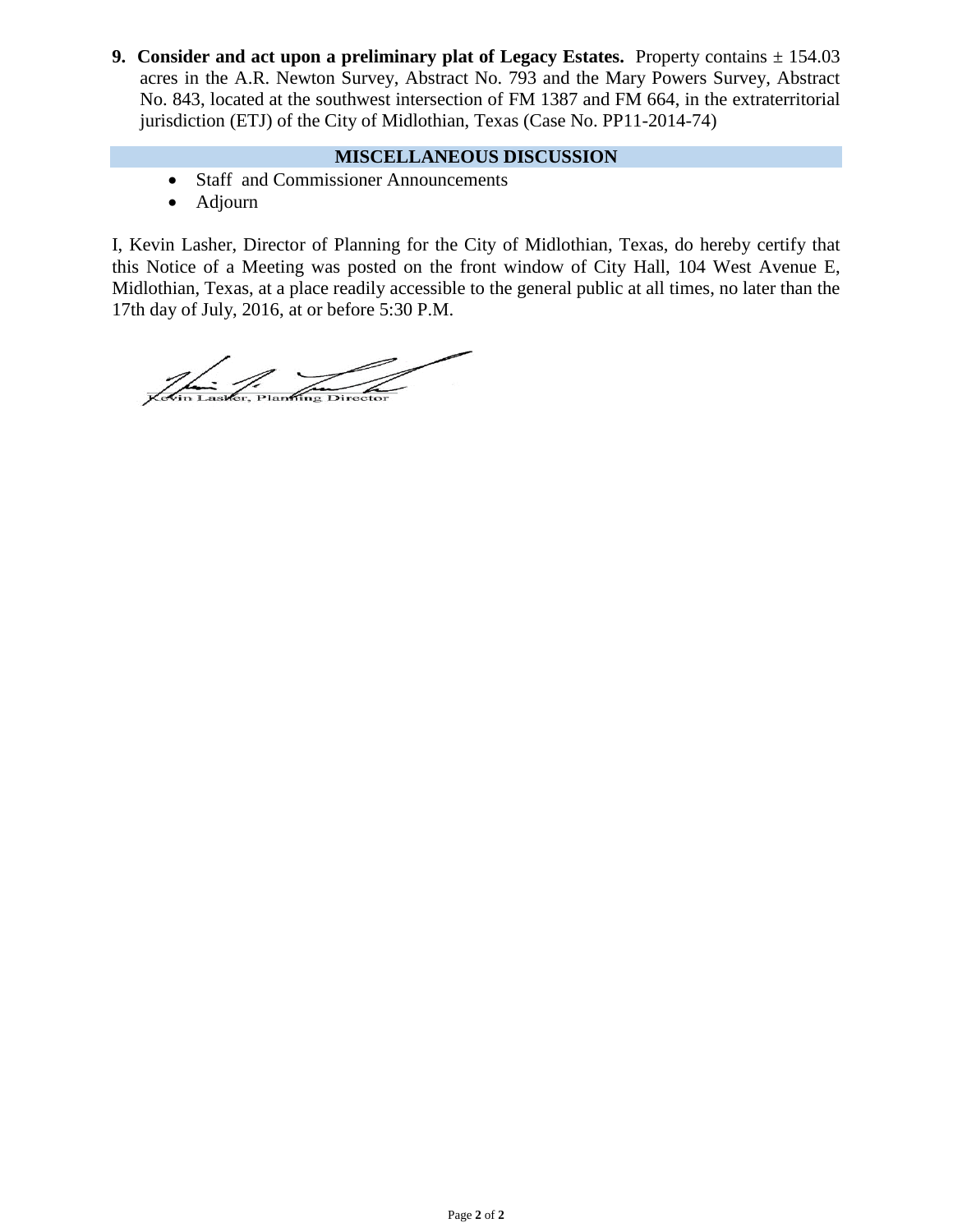**9. Consider and act upon a preliminary plat of Legacy Estates.** Property contains ± 154.03 acres in the A.R. Newton Survey, Abstract No. 793 and the Mary Powers Survey, Abstract No. 843, located at the southwest intersection of FM 1387 and FM 664, in the extraterritorial jurisdiction (ETJ) of the City of Midlothian, Texas (Case No. PP11-2014-74)

## MISCELLANEOUS DISCUSSION

- Staff and Commissioner Announcements
- Adjourn

I, Kevin Lasher, Director of Planning for the City of Midlothian, Texas, do hereby certify that this Notice of a Meeting was posted on the front window of City Hall, 104 West Avenue E, Midlothian, Texas, at a place readily accessible to the general public at all times, no later than the 17th day of July, 2016, at or before 5:30 P.M.

Kevin Lasher, Planning Director